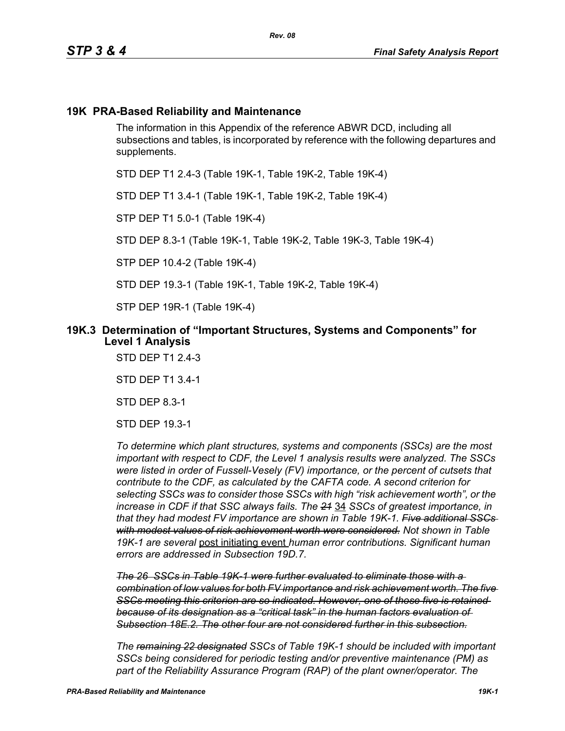# 19K PRA-Based Reliability and Maintenance

The information in this Appendix of the reference ABWR DCD, including all subsections and tables, is incorporated by reference with the following departures and supplements.

STD DEP T1 2.4-3 (Table 19K-1, Table 19K-2, Table 19K-4)

STD DEP T1 3.4-1 (Table 19K-1, Table 19K-2, Table 19K-4)

STP DEP T1 5.0-1 (Table 19K-4)

STD DEP 8.3-1 (Table 19K-1, Table 19K-2, Table 19K-3, Table 19K-4)

STP DEP 10.4-2 (Table 19K-4)

STD DEP 19.3-1 (Table 19K-1, Table 19K-2, Table 19K-4)

STP DEP 19R-1 (Table 19K-4)

## 19K.3 Determination of "Important Structures, Systems and Components" for Level 1 Analysis

STD DEP T1 2.4-3

STD DEP T1 3.4-1

STD DEP 8.3-1

STD DEP 19.3-1

*To determine which plant structures, systems and components (SSCs) are the most important with respect to CDF, the Level 1 analysis results were analyzed. The SSCs were listed in order of Fussell-Vesely (FV) importance, or the percent of cutsets that contribute to the CDF, as calculated by the CAFTA code. A second criterion for selecting SSCs was to consider those SSCs with high "risk achievement worth", or the increase in CDF if that SSC always fails. The ~~21~~* 34 *SSCs of greatest importance, in that they had modest FV importance are shown in Table 19K-1. ~~Five additional SSCs with modest values of risk achievement worth were considered.~~ Not shown in Table 19K-1 are several* post initiating event *human error contributions. Significant human errors are addressed in Subsection 19D.7.*

*~~The 26 SSCs in Table 19K-1 were further evaluated to eliminate those with a combination of low values for both FV importance and risk achievement worth. The five SSCs meeting this criterion are so indicated. However, one of those five is retained because of its designation as a "critical task" in the human factors evaluation of Subsection 18E.2. The other four are not considered further in this subsection.~~*

*The ~~remaining 22 designated~~ SSCs of Table 19K-1 should be included with important SSCs being considered for periodic testing and/or preventive maintenance (PM) as part of the Reliability Assurance Program (RAP) of the plant owner/operator. The*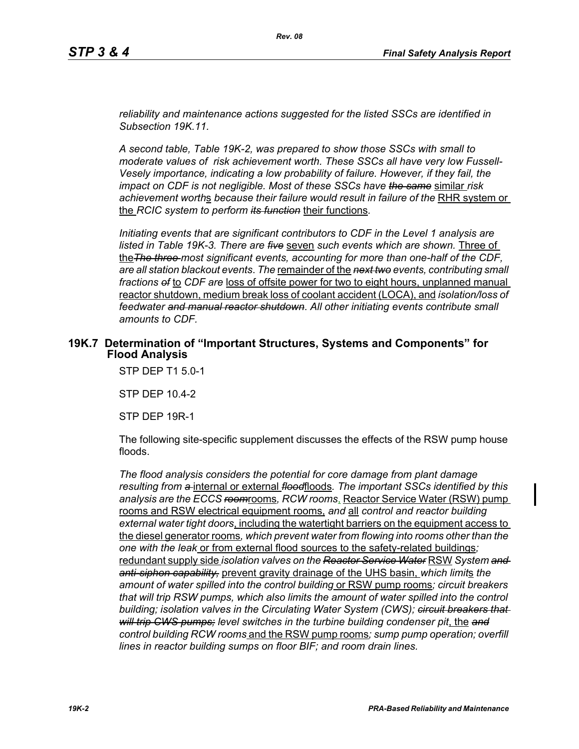*reliability and maintenance actions suggested for the listed SSCs are identified in Subsection 19K.11.*

*A second table, Table 19K-2, was prepared to show those SSCs with small to moderate values of risk achievement worth. These SSCs all have very low Fussell-Vesely importance, indicating a low probability of failure. However, if they fail, the impact on CDF is not negligible. Most of these SSCs have ~~the same~~* similar *risk achievement worth*s *because their failure would result in failure of the* RHR system or the *RCIC system to perform ~~its function~~* their functions.

*Initiating events that are significant contributors to CDF in the Level 1 analysis are listed in Table 19K-3. There are ~~five~~* seven *such events which are shown.* Three of the*~~The three~~ most significant events, accounting for more than one-half of the CDF, are all station blackout events. The* remainder of the *~~next two~~ events, contributing small fractions ~~of~~* to *CDF are* loss of offsite power for two to eight hours, unplanned manual reactor shutdown, medium break loss of coolant accident (LOCA), and *isolation/loss of feedwater ~~and manual reactor shutdown~~. All other initiating events contribute small amounts to CDF.*

## 19K.7 Determination of "Important Structures, Systems and Components" for Flood Analysis

STP DEP T1 5.0-1

STP DEP 10.4-2

STP DEP 19R-1

The following site-specific supplement discusses the effects of the RSW pump house floods.

*The flood analysis considers the potential for core damage from plant damage resulting from ~~a~~* internal or external *~~flood~~*floods*. The important SSCs identified by this analysis are the ECCS ~~room~~*rooms*, RCW rooms*, Reactor Service Water (RSW) pump rooms and RSW electrical equipment rooms, *and* all *control and reactor building external water tight doors*, including the watertight barriers on the equipment access to the diesel generator rooms*, which prevent water from flowing into rooms other than the one with the leak* or from external flood sources to the safety-related buildings*;* redundant supply side *isolation valves on the ~~Reactor Service Water~~* RSW *System ~~and anti-siphon capability,~~* prevent gravity drainage of the UHS basin, *which limit*s *the amount of water spilled into the control building* or RSW pump rooms*; circuit breakers that will trip RSW pumps, which also limits the amount of water spilled into the control building; isolation valves in the Circulating Water System (CWS); ~~circuit breakers that will trip CWS pumps;~~ level switches in the turbine building condenser pit*, the *~~and~~ control building RCW rooms* and the RSW pump rooms*; sump pump operation; overfill lines in reactor building sumps on floor BIF; and room drain lines.*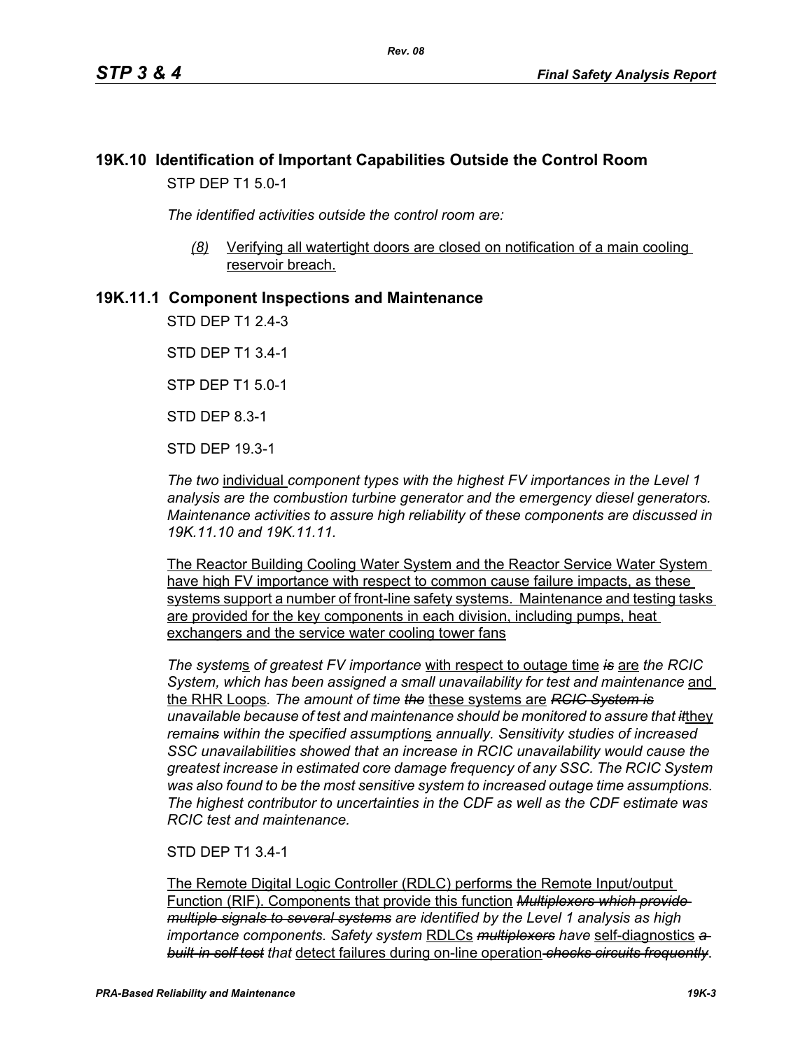## 19K.10 Identification of Important Capabilities Outside the Control Room

STP DEP T1 5.0-1

*The identified activities outside the control room are:*

*(8)* Verifying all watertight doors are closed on notification of a main cooling reservoir breach.

## 19K.11.1 Component Inspections and Maintenance

STD DEP T1 2.4-3

STD DEP T1 3.4-1

STP DEP T1 5.0-1

STD DEP 8.3-1

STD DEP 19.3-1

*The two* individual *component types with the highest FV importances in the Level 1 analysis are the combustion turbine generator and the emergency diesel generators. Maintenance activities to assure high reliability of these components are discussed in 19K.11.10 and 19K.11.11.*

The Reactor Building Cooling Water System and the Reactor Service Water System have high FV importance with respect to common cause failure impacts, as these systems support a number of front-line safety systems. Maintenance and testing tasks are provided for the key components in each division, including pumps, heat exchangers and the service water cooling tower fans

*The system*s *of greatest FV importance* with respect to outage time ~~*is*~~ are *the RCIC System, which has been assigned a small unavailability for test and maintenance* and the RHR Loops*. The amount of time* ~~*the*~~ these systems are ~~*RCIC System is*~~ *unavailable because of test and maintenance should be monitored to assure that* ~~*it*~~they *remain*~~*s*~~ *within the specified assumption*s *annually. Sensitivity studies of increased SSC unavailabilities showed that an increase in RCIC unavailability would cause the greatest increase in estimated core damage frequency of any SSC. The RCIC System was also found to be the most sensitive system to increased outage time assumptions. The highest contributor to uncertainties in the CDF as well as the CDF estimate was RCIC test and maintenance.*

STD DEP T1 3.4-1

The Remote Digital Logic Controller (RDLC) performs the Remote Input/output Function (RIF). Components that provide this function ~~*Multiplexers which provide multiple signals to several systems*~~ *are identified by the Level 1 analysis as high importance components. Safety system* RDLCs ~~*multiplexers*~~ *have* self-diagnostics ~~*a built-in self test*~~ *that* detect failures during on-line operation ~~*checks circuits frequently*~~.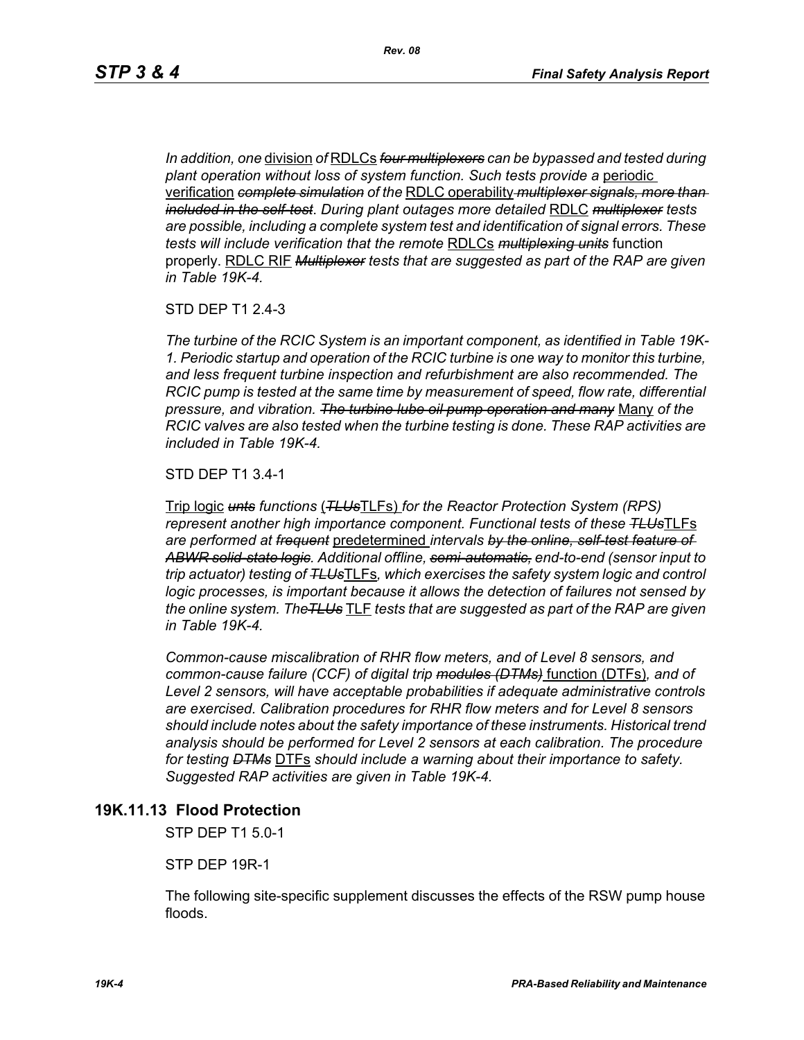*In addition, one* division *of* RDLCs ~~*four multiplexers*~~ *can be bypassed and tested during plant operation without loss of system function. Such tests provide a* periodic verification ~~*complete simulation*~~ *of the* RDLC operability ~~*multiplexer signals, more than included in the self-test*~~*. During plant outages more detailed* RDLC ~~*multiplexer*~~ *tests are possible, including a complete system test and identification of signal errors. These tests will include verification that the remote* RDLCs ~~*multiplexing units*~~ function properly. RDLC RIF ~~*Multiplexer*~~ *tests that are suggested as part of the RAP are given in Table 19K-4.*

STD DEP T1 2.4-3

*The turbine of the RCIC System is an important component, as identified in Table 19K-1. Periodic startup and operation of the RCIC turbine is one way to monitor this turbine, and less frequent turbine inspection and refurbishment are also recommended. The RCIC pump is tested at the same time by measurement of speed, flow rate, differential pressure, and vibration.* ~~*The turbine lube oil pump operation and many*~~ Many *of the RCIC valves are also tested when the turbine testing is done. These RAP activities are included in Table 19K-4.*

STD DEP T1 3.4-1

Trip logic ~~*unts*~~ *functions* (~~*TLUs*~~TLFs) *for the Reactor Protection System (RPS) represent another high importance component. Functional tests of these* ~~*TLUs*~~TLFs *are performed at* ~~*frequent*~~ predetermined *intervals* ~~*by the online, self-test feature of ABWR solid-state logic*~~*. Additional offline,* ~~*semi-automatic,*~~ *end-to-end (sensor input to trip actuator) testing of* ~~*TLUs*~~TLFs*, which exercises the safety system logic and control logic processes, is important because it allows the detection of failures not sensed by the online system. The*~~*TLUs*~~ TLF *tests that are suggested as part of the RAP are given in Table 19K-4.*

*Common-cause miscalibration of RHR flow meters, and of Level 8 sensors, and common-cause failure (CCF) of digital trip* ~~*modules (DTMs)*~~ function (DTFs)*, and of Level 2 sensors, will have acceptable probabilities if adequate administrative controls are exercised. Calibration procedures for RHR flow meters and for Level 8 sensors should include notes about the safety importance of these instruments. Historical trend analysis should be performed for Level 2 sensors at each calibration. The procedure for testing* ~~*DTMs*~~ DTFs *should include a warning about their importance to safety. Suggested RAP activities are given in Table 19K-4.*

## 19K.11.13 Flood Protection

STP DEP T1 5.0-1

STP DEP 19R-1

The following site-specific supplement discusses the effects of the RSW pump house floods.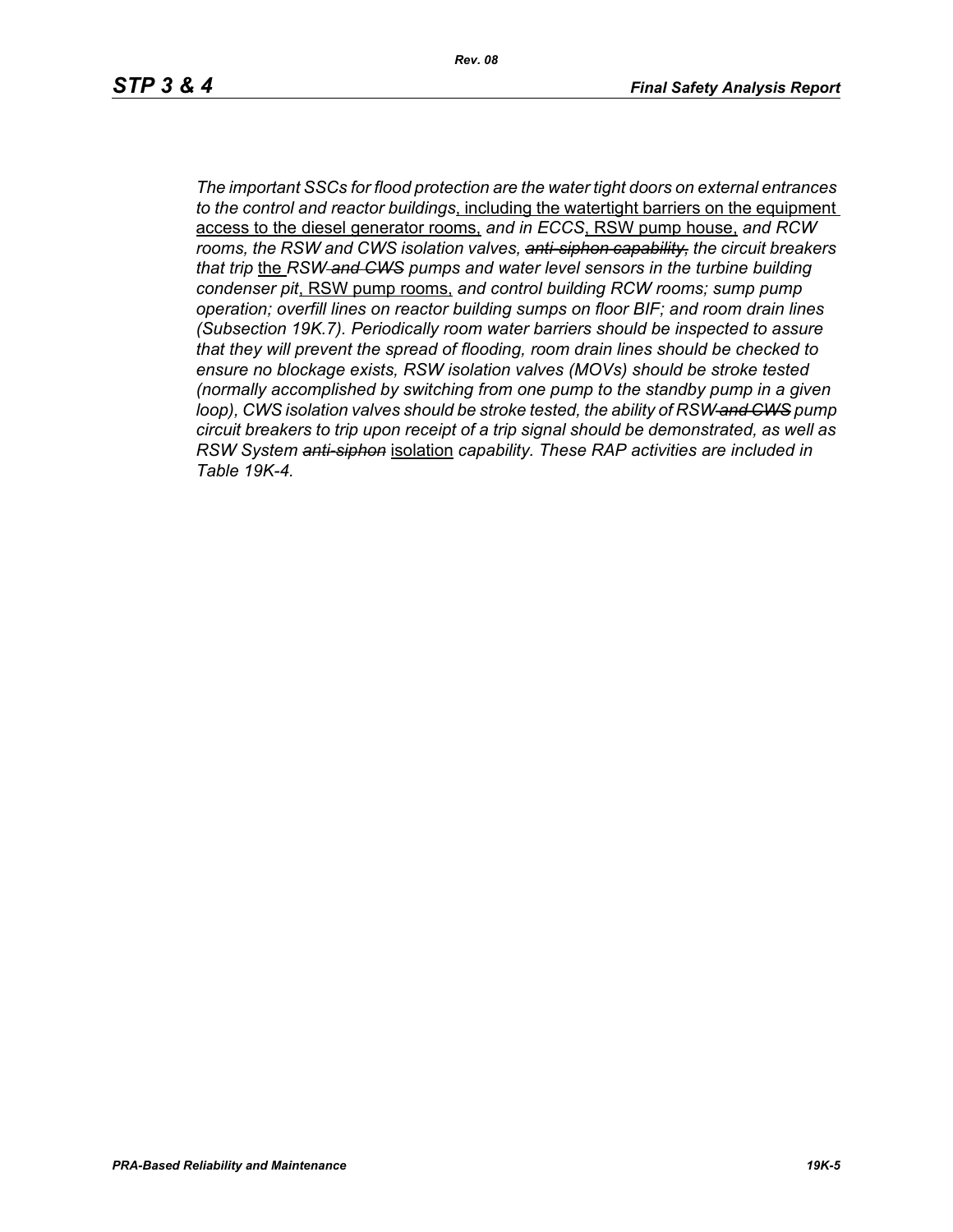*The important SSCs for flood protection are the water tight doors on external entrances to the control and reactor buildings*, including the watertight barriers on the equipment access to the diesel generator rooms, *and in ECCS*, RSW pump house, *and RCW rooms, the RSW and CWS isolation valves, ~~anti-siphon capability,~~ the circuit breakers that trip* the *RSW ~~and CWS~~ pumps and water level sensors in the turbine building condenser pit*, RSW pump rooms, *and control building RCW rooms; sump pump operation; overfill lines on reactor building sumps on floor BIF; and room drain lines (Subsection 19K.7). Periodically room water barriers should be inspected to assure that they will prevent the spread of flooding, room drain lines should be checked to ensure no blockage exists, RSW isolation valves (MOVs) should be stroke tested (normally accomplished by switching from one pump to the standby pump in a given loop), CWS isolation valves should be stroke tested, the ability of RSW ~~and CWS~~ pump circuit breakers to trip upon receipt of a trip signal should be demonstrated, as well as RSW System ~~anti-siphon~~* isolation *capability. These RAP activities are included in Table 19K-4.*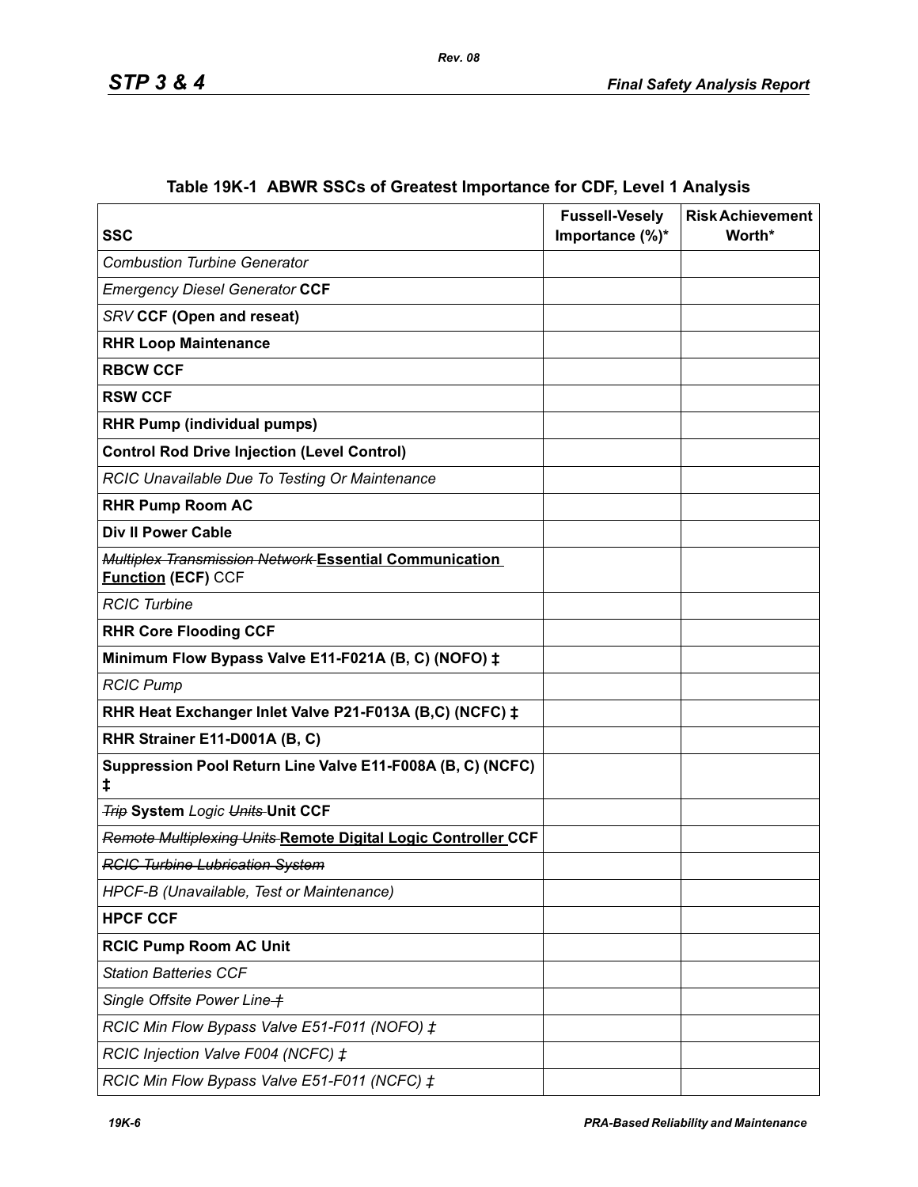### Table 19K-1 ABWR SSCs of Greatest Importance for CDF, Level 1 Analysis

| SSC | Fussell-Vesely Importance (%)* | Risk Achievement Worth* |
|---|---|---|
| *Combustion Turbine Generator* | | |
| *Emergency Diesel Generator* **CCF** | | |
| *SRV* **CCF (Open and reseat)** | | |
| **RHR Loop Maintenance** | | |
| **RBCW CCF** | | |
| **RSW CCF** | | |
| **RHR Pump (individual pumps)** | | |
| **Control Rod Drive Injection (Level Control)** | | |
| *RCIC Unavailable Due To Testing Or Maintenance* | | |
| **RHR Pump Room AC** | | |
| **Div II Power Cable** | | |
| ~~*Multiplex Transmission Network*~~ **Essential Communication Function (ECF)** CCF | | |
| *RCIC Turbine* | | |
| **RHR Core Flooding CCF** | | |
| **Minimum Flow Bypass Valve E11-F021A (B, C) (NOFO) ‡** | | |
| *RCIC Pump* | | |
| **RHR Heat Exchanger Inlet Valve P21-F013A (B,C) (NCFC) ‡** | | |
| **RHR Strainer E11-D001A (B, C)** | | |
| **Suppression Pool Return Line Valve E11-F008A (B, C) (NCFC) ‡** | | |
| ~~*Trip*~~ **System** *Logic* ~~*Units*~~ **Unit CCF** | | |
| ~~*Remote Multiplexing Units*~~ **Remote Digital Logic Controller CCF** | | |
| ~~*RCIC Turbine Lubrication System*~~ | | |
| *HPCF-B (Unavailable, Test or Maintenance)* | | |
| **HPCF CCF** | | |
| **RCIC Pump Room AC Unit** | | |
| *Station Batteries CCF* | | |
| *Single Offsite Power Line* ~~*‡*~~ | | |
| *RCIC Min Flow Bypass Valve E51-F011 (NOFO) ‡* | | |
| *RCIC Injection Valve F004 (NCFC) ‡* | | |
| *RCIC Min Flow Bypass Valve E51-F011 (NCFC) ‡* | | |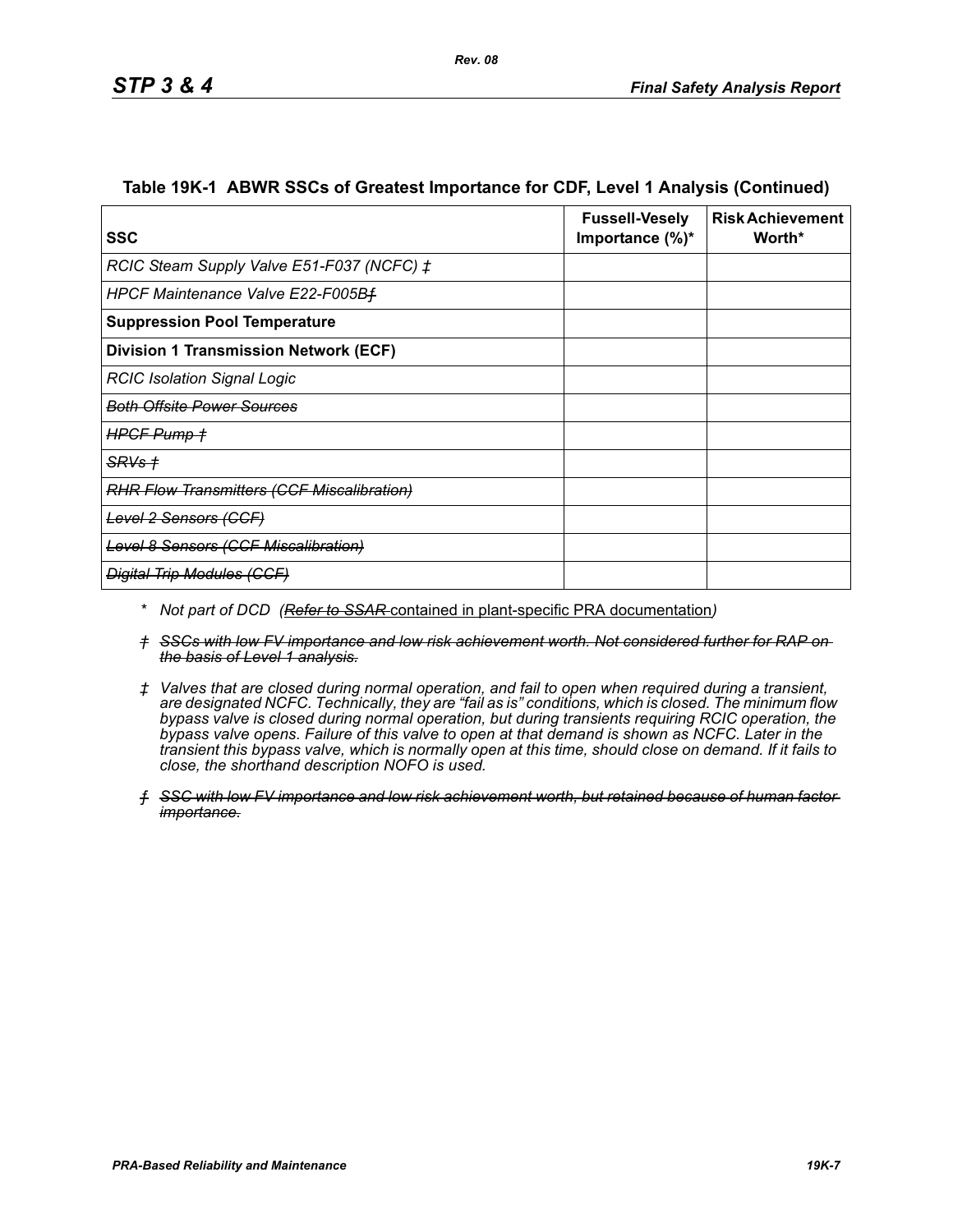**Table 19K-1 ABWR SSCs of Greatest Importance for CDF, Level 1 Analysis (Continued)**

| SSC | Fussell-Vesely Importance (%)* | Risk Achievement Worth* |
|---|---|---|
| *RCIC Steam Supply Valve E51-F037 (NCFC) ‡* | | |
| *HPCF Maintenance Valve E22-F005B~~ƒ~~* | | |
| **Suppression Pool Temperature** | | |
| **Division 1 Transmission Network (ECF)** | | |
| *RCIC Isolation Signal Logic* | | |
| ~~*Both Offsite Power Sources*~~ | | |
| ~~*HPCF Pump †*~~ | | |
| ~~*SRVs †*~~ | | |
| ~~*RHR Flow Transmitters (CCF Miscalibration)*~~ | | |
| ~~*Level 2 Sensors (CCF)*~~ | | |
| ~~*Level 8 Sensors (CCF Miscalibration)*~~ | | |
| ~~*Digital Trip Modules (CCF)*~~ | | |

\* *Not part of DCD (~~Refer to SSAR~~ contained in plant-specific PRA documentation)*

~~*† SSCs with low FV importance and low risk achievement worth. Not considered further for RAP on the basis of Level 1 analysis.*~~

*‡ Valves that are closed during normal operation, and fail to open when required during a transient, are designated NCFC. Technically, they are "fail as is" conditions, which is closed. The minimum flow bypass valve is closed during normal operation, but during transients requiring RCIC operation, the bypass valve opens. Failure of this valve to open at that demand is shown as NCFC. Later in the transient this bypass valve, which is normally open at this time, should close on demand. If it fails to close, the shorthand description NOFO is used.*

~~*ƒ SSC with low FV importance and low risk achievement worth, but retained because of human factor importance.*~~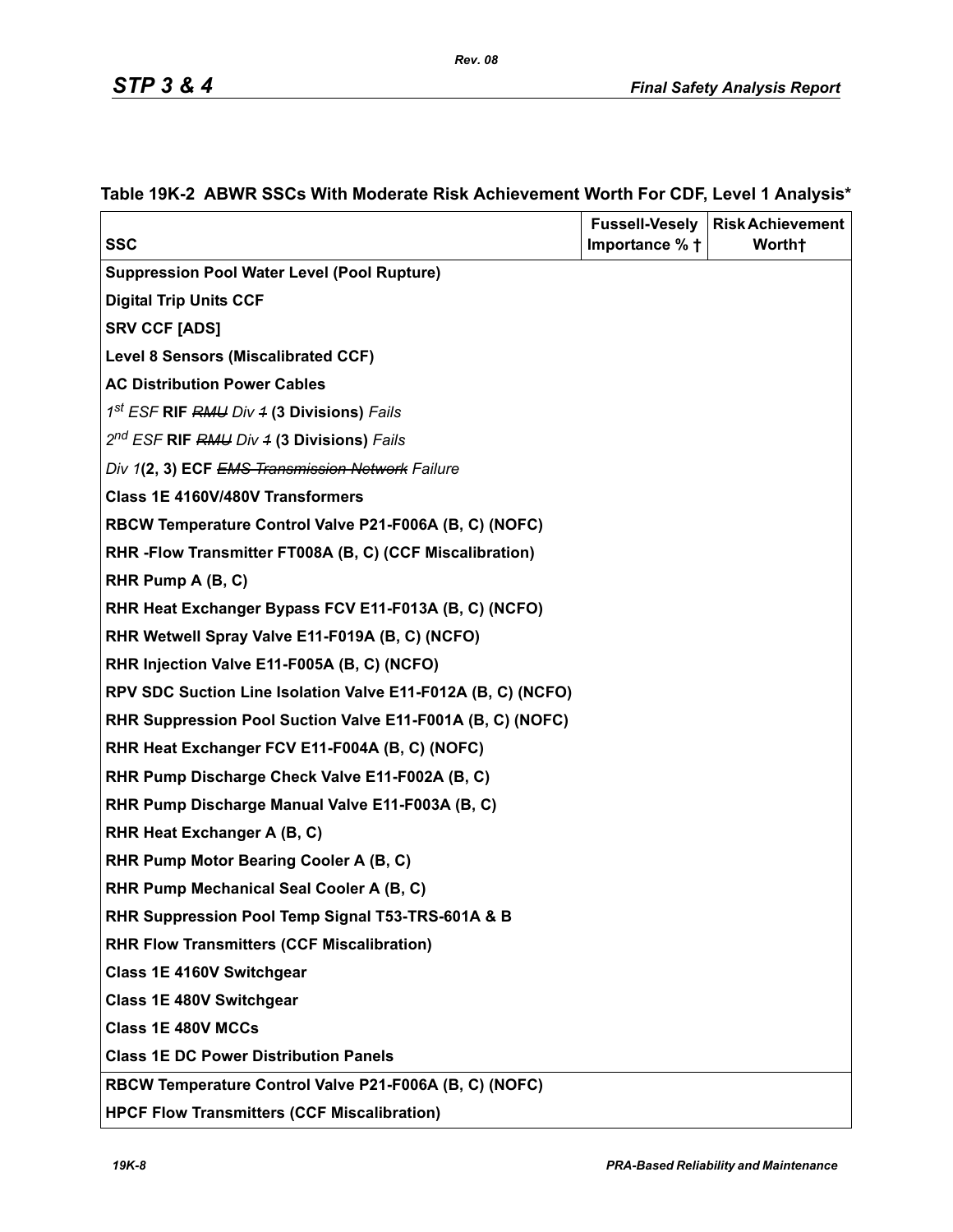## Table 19K-2 ABWR SSCs With Moderate Risk Achievement Worth For CDF, Level 1 Analysis*

| SSC | Fussell-Vesely Importance % † | Risk Achievement Worth† |
|---|---|---|
| **Suppression Pool Water Level (Pool Rupture)** | | |
| **Digital Trip Units CCF** | | |
| **SRV CCF [ADS]** | | |
| **Level 8 Sensors (Miscalibrated CCF)** | | |
| **AC Distribution Power Cables** | | |
| *1st ESF* **RIF** ~~*RMU*~~ *Div* ~~*1*~~ **(3 Divisions)** *Fails* | | |
| *2nd ESF* **RIF** ~~*RMU*~~ *Div* ~~*1*~~ **(3 Divisions)** *Fails* | | |
| *Div 1***(2, 3) ECF** ~~*EMS Transmission Network*~~ *Failure* | | |
| **Class 1E 4160V/480V Transformers** | | |
| **RBCW Temperature Control Valve P21-F006A (B, C) (NOFC)** | | |
| **RHR -Flow Transmitter FT008A (B, C) (CCF Miscalibration)** | | |
| **RHR Pump A (B, C)** | | |
| **RHR Heat Exchanger Bypass FCV E11-F013A (B, C) (NCFO)** | | |
| **RHR Wetwell Spray Valve E11-F019A (B, C) (NCFO)** | | |
| **RHR Injection Valve E11-F005A (B, C) (NCFO)** | | |
| **RPV SDC Suction Line Isolation Valve E11-F012A (B, C) (NCFO)** | | |
| **RHR Suppression Pool Suction Valve E11-F001A (B, C) (NOFC)** | | |
| **RHR Heat Exchanger FCV E11-F004A (B, C) (NOFC)** | | |
| **RHR Pump Discharge Check Valve E11-F002A (B, C)** | | |
| **RHR Pump Discharge Manual Valve E11-F003A (B, C)** | | |
| **RHR Heat Exchanger A (B, C)** | | |
| **RHR Pump Motor Bearing Cooler A (B, C)** | | |
| **RHR Pump Mechanical Seal Cooler A (B, C)** | | |
| **RHR Suppression Pool Temp Signal T53-TRS-601A & B** | | |
| **RHR Flow Transmitters (CCF Miscalibration)** | | |
| **Class 1E 4160V Switchgear** | | |
| **Class 1E 480V Switchgear** | | |
| **Class 1E 480V MCCs** | | |
| **Class 1E DC Power Distribution Panels** | | |
| **RBCW Temperature Control Valve P21-F006A (B, C) (NOFC)** | | |
| **HPCF Flow Transmitters (CCF Miscalibration)** | | |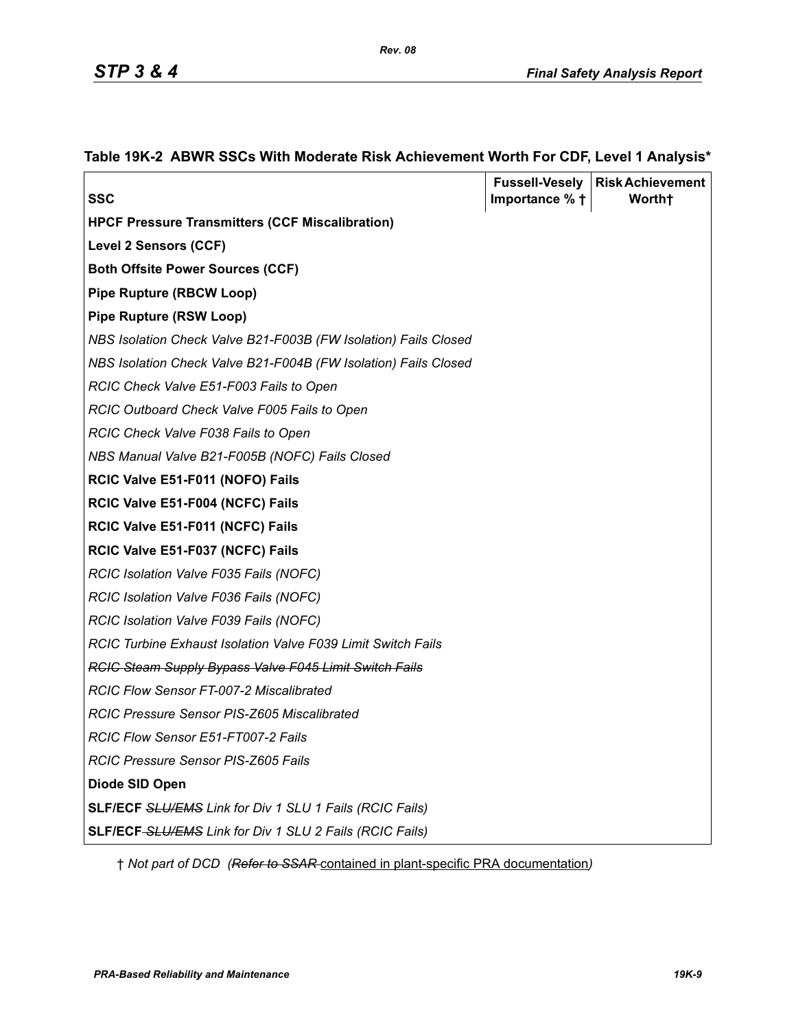### Table 19K-2 ABWR SSCs With Moderate Risk Achievement Worth For CDF, Level 1 Analysis*

| SSC | Fussell-Vesely Importance % † | Risk Achievement Worth† |
|---|---|---|
| **HPCF Pressure Transmitters (CCF Miscalibration)** | | |
| **Level 2 Sensors (CCF)** | | |
| **Both Offsite Power Sources (CCF)** | | |
| **Pipe Rupture (RBCW Loop)** | | |
| **Pipe Rupture (RSW Loop)** | | |
| *NBS Isolation Check Valve B21-F003B (FW Isolation) Fails Closed* | | |
| *NBS Isolation Check Valve B21-F004B (FW Isolation) Fails Closed* | | |
| *RCIC Check Valve E51-F003 Fails to Open* | | |
| *RCIC Outboard Check Valve F005 Fails to Open* | | |
| *RCIC Check Valve F038 Fails to Open* | | |
| *NBS Manual Valve B21-F005B (NOFC) Fails Closed* | | |
| **RCIC Valve E51-F011 (NOFO) Fails** | | |
| **RCIC Valve E51-F004 (NCFC) Fails** | | |
| **RCIC Valve E51-F011 (NCFC) Fails** | | |
| **RCIC Valve E51-F037 (NCFC) Fails** | | |
| *RCIC Isolation Valve F035 Fails (NOFC)* | | |
| *RCIC Isolation Valve F036 Fails (NOFC)* | | |
| *RCIC Isolation Valve F039 Fails (NOFC)* | | |
| *RCIC Turbine Exhaust Isolation Valve F039 Limit Switch Fails* | | |
| ~~*RCIC Steam Supply Bypass Valve F045 Limit Switch Fails*~~ | | |
| *RCIC Flow Sensor FT-007-2 Miscalibrated* | | |
| *RCIC Pressure Sensor PIS-Z605 Miscalibrated* | | |
| *RCIC Flow Sensor E51-FT007-2 Fails* | | |
| *RCIC Pressure Sensor PIS-Z605 Fails* | | |
| **Diode SID Open** | | |
| **SLF/ECF** ~~*SLU/EMS*~~ *Link for Div 1 SLU 1 Fails (RCIC Fails)* | | |
| **SLF/ECF** ~~*SLU/EMS*~~ *Link for Div 1 SLU 2 Fails (RCIC Fails)* | | |

† *Not part of DCD (*~~*Refer to SSAR*~~ contained in plant-specific PRA documentation*)*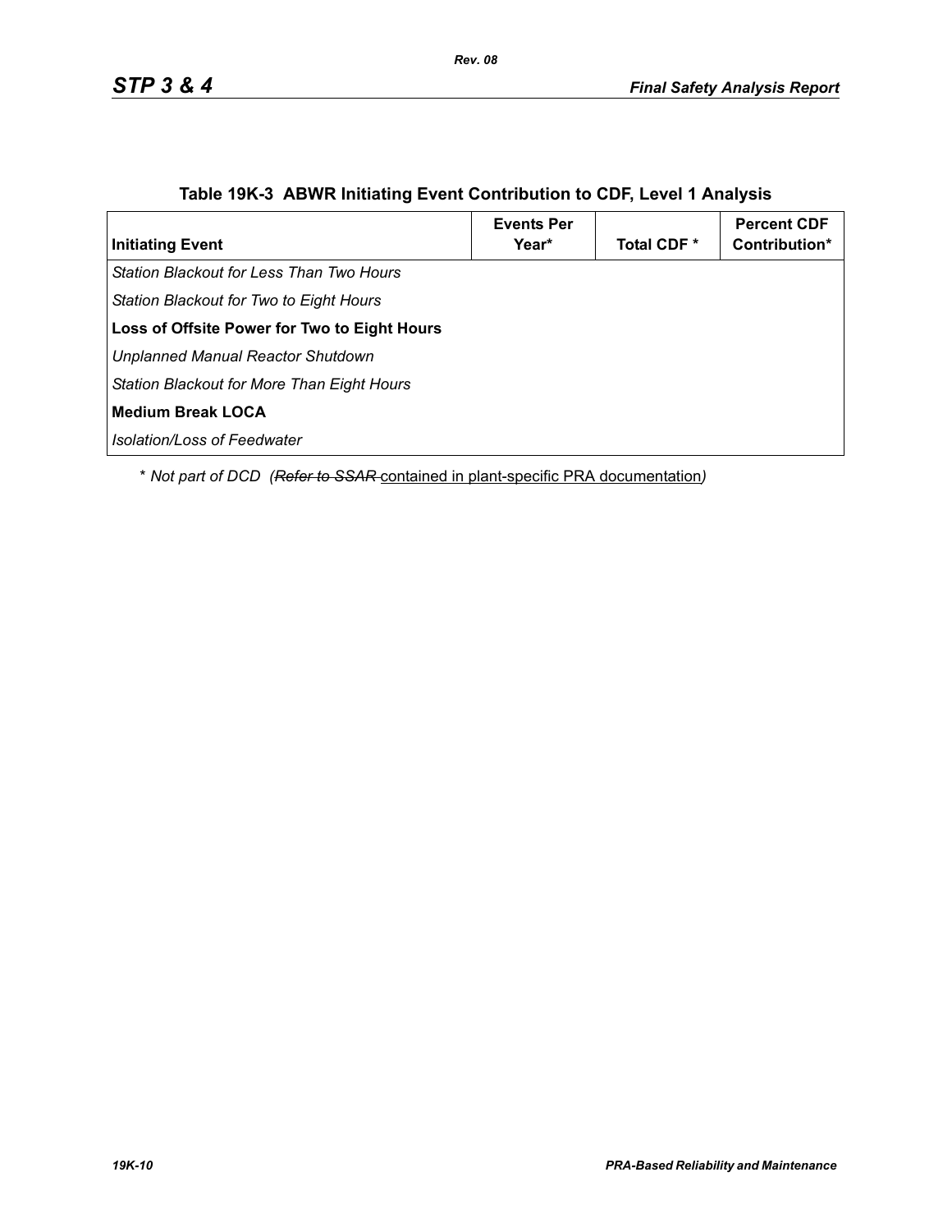### Table 19K-3 ABWR Initiating Event Contribution to CDF, Level 1 Analysis

| Initiating Event | Events Per Year* | Total CDF * | Percent CDF Contribution* |
|---|---|---|---|
| *Station Blackout for Less Than Two Hours* | | | |
| *Station Blackout for Two to Eight Hours* | | | |
| **Loss of Offsite Power for Two to Eight Hours** | | | |
| *Unplanned Manual Reactor Shutdown* | | | |
| *Station Blackout for More Than Eight Hours* | | | |
| **Medium Break LOCA** | | | |
| *Isolation/Loss of Feedwater* | | | |

\* *Not part of DCD (~~Refer to SSAR~~ contained in plant-specific PRA documentation)*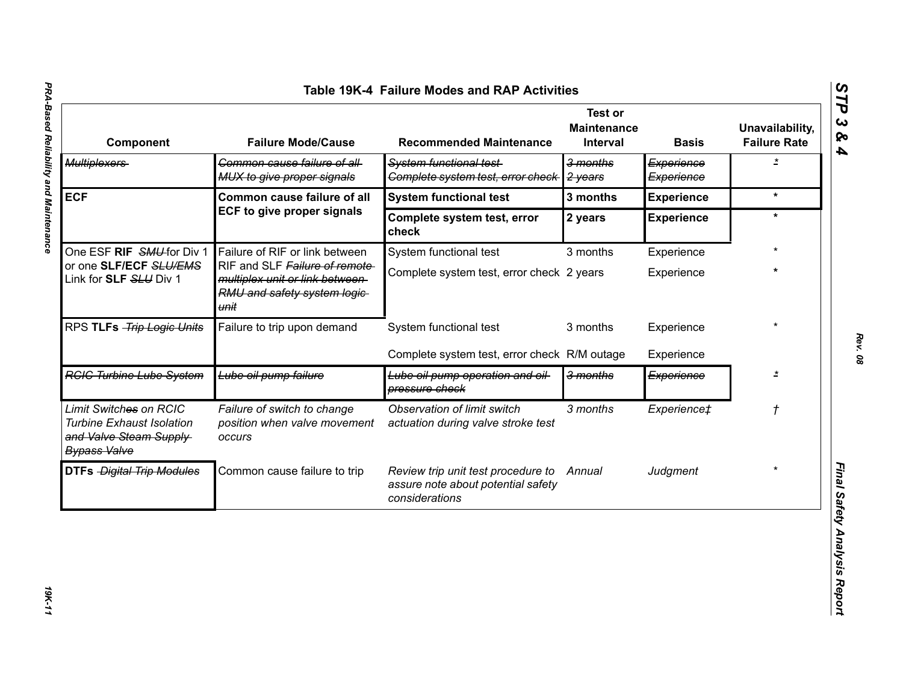## Table 19K-4 Failure Modes and RAP Activities

| Component | Failure Mode/Cause | Recommended Maintenance | Test or Maintenance Interval | Basis | Unavailability, Failure Rate |
|---|---|---|---|---|---|
| ~~Multiplexers~~ | ~~Common cause failure of all MUX to give proper signals~~ | ~~System functional test~~ ~~Complete system test, error check~~ | ~~3 months~~ ~~2 years~~ | ~~Experience~~ ~~Experience~~ | * |
| **ECF** | **Common cause failure of all ECF to give proper signals** | **System functional test** | **3 months** | **Experience** | * |
| | | **Complete system test, error check** | **2 years** | **Experience** | * |
| One ESF **RIF** ~~SMU~~ for Div 1 or one **SLF/ECF** ~~SLU/EMS~~ Link for **SLF** ~~SLU~~ Div 1 | Failure of RIF or link between RIF and SLF ~~Failure of remote multiplex unit or link between RMU and safety system logic unit~~ | System functional test | 3 months | Experience | * |
| | | Complete system test, error check | 2 years | Experience | * |
| RPS **TLFs** ~~Trip Logic Units~~ | Failure to trip upon demand | System functional test | 3 months | Experience | * |
| | | Complete system test, error check | R/M outage | Experience | |
| ~~RCIC Turbine Lube System~~ | ~~Lube oil pump failure~~ | ~~Lube oil pump operation and oil pressure check~~ | ~~3 months~~ | ~~Experience~~ | * |
| *Limit Switch~~es~~ on RCIC Turbine Exhaust Isolation ~~and Valve Steam Supply Bypass Valve~~* | *Failure of switch to change position when valve movement occurs* | *Observation of limit switch actuation during valve stroke test* | *3 months* | *Experience‡* | *†* |
| **DTFs** ~~Digital Trip Modules~~ | Common cause failure to trip | *Review trip unit test procedure to assure note about potential safety considerations* | *Annual* | *Judgment* | * |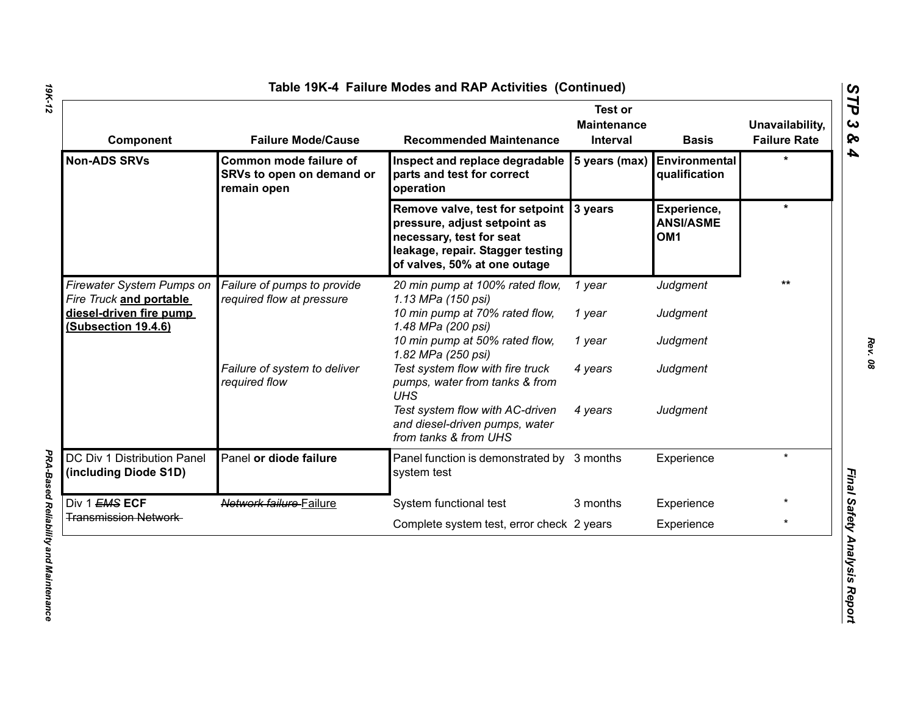## Table 19K-4 Failure Modes and RAP Activities (Continued)

| Component | Failure Mode/Cause | Recommended Maintenance | Test or Maintenance Interval | Basis | Unavailability, Failure Rate |
|---|---|---|---|---|---|
| **Non-ADS SRVs** | **Common mode failure of SRVs to open on demand or remain open** | **Inspect and replace degradable parts and test for correct operation** | **5 years (max)** | **Environmental qualification** | * |
| | | **Remove valve, test for setpoint pressure, adjust setpoint as necessary, test for seat leakage, repair. Stagger testing of valves, 50% at one outage** | **3 years** | **Experience, ANSI/ASME OM1** | * |
| *Firewater System Pumps on Fire Truck* **and portable diesel-driven fire pump (Subsection 19.4.6)** | *Failure of pumps to provide required flow at pressure* | *20 min pump at 100% rated flow, 1.13 MPa (150 psi)* | *1 year* | *Judgment* | ** |
| | | *10 min pump at 70% rated flow, 1.48 MPa (200 psi)* | *1 year* | *Judgment* | |
| | | *10 min pump at 50% rated flow, 1.82 MPa (250 psi)* | *1 year* | *Judgment* | |
| | *Failure of system to deliver required flow* | *Test system flow with fire truck pumps, water from tanks & from UHS* | *4 years* | *Judgment* | |
| | | *Test system flow with AC-driven and diesel-driven pumps, water from tanks & from UHS* | *4 years* | *Judgment* | |
| DC Div 1 Distribution Panel **(including Diode S1D)** | Panel **or diode failure** | Panel function is demonstrated by system test | 3 months | Experience | * |
| Div 1 ~~*EMS*~~ **ECF** ~~Transmission Network~~ | ~~*Network failure*~~ Failure | System functional test | 3 months | Experience | * |
| | | Complete system test, error check | 2 years | Experience | * |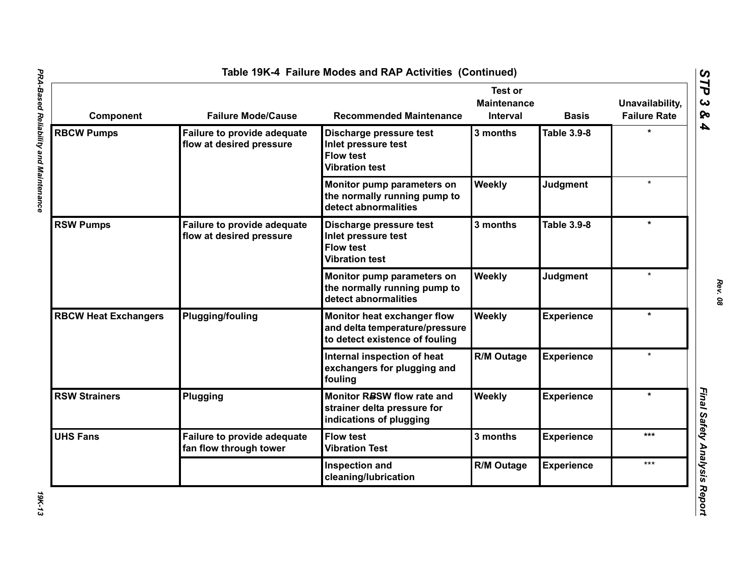## Table 19K-4 Failure Modes and RAP Activities (Continued)

| Component | Failure Mode/Cause | Recommended Maintenance | Test or Maintenance Interval | Basis | Unavailability, Failure Rate |
|---|---|---|---|---|---|
| RBCW Pumps | Failure to provide adequate flow at desired pressure | Discharge pressure test<br>Inlet pressure test<br>Flow test<br>Vibration test | 3 months | Table 3.9-8 | * |
| | | Monitor pump parameters on the normally running pump to detect abnormalities | Weekly | Judgment | * |
| RSW Pumps | Failure to provide adequate flow at desired pressure | Discharge pressure test<br>Inlet pressure test<br>Flow test<br>Vibration test | 3 months | Table 3.9-8 | * |
| | | Monitor pump parameters on the normally running pump to detect abnormalities | Weekly | Judgment | * |
| RBCW Heat Exchangers | Plugging/fouling | Monitor heat exchanger flow and delta temperature/pressure to detect existence of fouling | Weekly | Experience | * |
| | | Internal inspection of heat exchangers for plugging and fouling | R/M Outage | Experience | * |
| RSW Strainers | Plugging | Monitor RSW flow rate and strainer delta pressure for indications of plugging | Weekly | Experience | * |
| UHS Fans | Failure to provide adequate fan flow through tower | Flow test<br>Vibration Test | 3 months | Experience | *** |
| | | Inspection and cleaning/lubrication | R/M Outage | Experience | *** |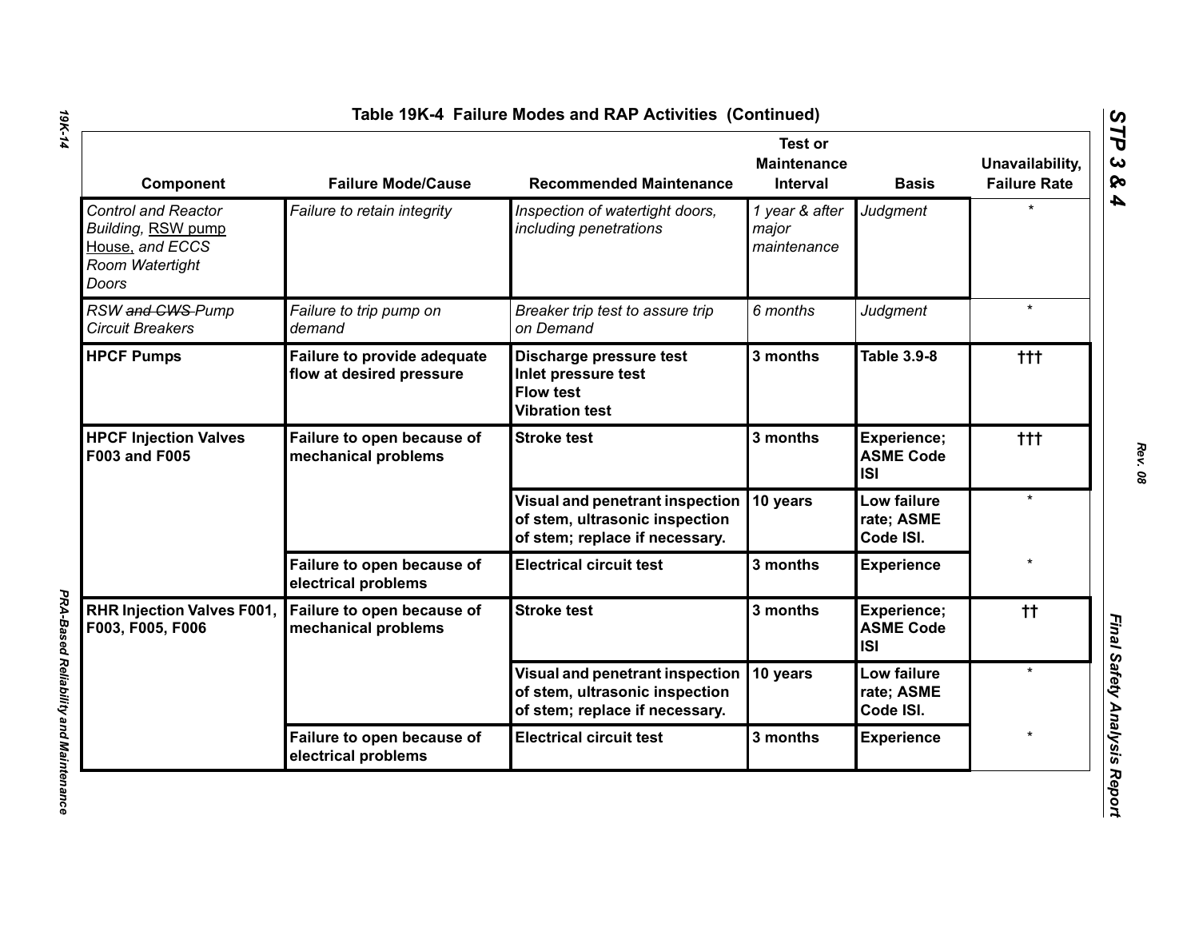## Table 19K-4 Failure Modes and RAP Activities (Continued)

| Component | Failure Mode/Cause | Recommended Maintenance | Test or Maintenance Interval | Basis | Unavailability, Failure Rate |
|---|---|---|---|---|---|
| *Control and Reactor Building, RSW pump House, and ECCS Room Watertight Doors* | *Failure to retain integrity* | *Inspection of watertight doors, including penetrations* | *1 year & after major maintenance* | *Judgment* | * |
| *RSW ~~and CWS~~ Pump Circuit Breakers* | *Failure to trip pump on demand* | *Breaker trip test to assure trip on Demand* | *6 months* | *Judgment* | * |
| **HPCF Pumps** | **Failure to provide adequate flow at desired pressure** | **Discharge pressure test**<br>**Inlet pressure test**<br>**Flow test**<br>**Vibration test** | **3 months** | **Table 3.9-8** | **†††** |
| **HPCF Injection Valves F003 and F005** | **Failure to open because of mechanical problems** | **Stroke test** | **3 months** | **Experience; ASME Code ISI** | **†††** |
| | | **Visual and penetrant inspection of stem, ultrasonic inspection of stem; replace if necessary.** | **10 years** | **Low failure rate; ASME Code ISI.** | * |
| | **Failure to open because of electrical problems** | **Electrical circuit test** | **3 months** | **Experience** | * |
| **RHR Injection Valves F001, F003, F005, F006** | **Failure to open because of mechanical problems** | **Stroke test** | **3 months** | **Experience; ASME Code ISI** | **††** |
| | | **Visual and penetrant inspection of stem, ultrasonic inspection of stem; replace if necessary.** | **10 years** | **Low failure rate; ASME Code ISI.** | * |
| | **Failure to open because of electrical problems** | **Electrical circuit test** | **3 months** | **Experience** | * |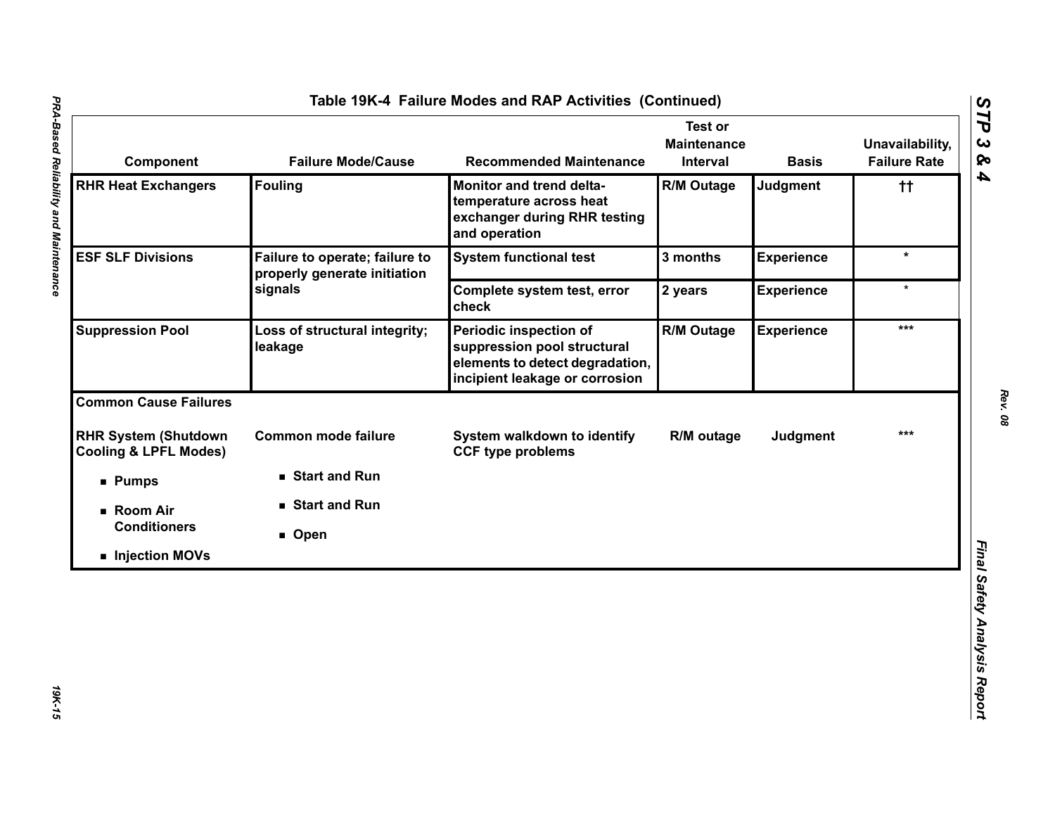## Table 19K-4 Failure Modes and RAP Activities (Continued)

| Component | Failure Mode/Cause | Recommended Maintenance | Test or Maintenance Interval | Basis | Unavailability, Failure Rate |
|---|---|---|---|---|---|
| **RHR Heat Exchangers** | **Fouling** | **Monitor and trend delta-temperature across heat exchanger during RHR testing and operation** | **R/M Outage** | **Judgment** | **††** |
| **ESF SLF Divisions** | **Failure to operate; failure to properly generate initiation signals** | **System functional test** | **3 months** | **Experience** | ***** |
| | | **Complete system test, error check** | **2 years** | **Experience** | ***** |
| **Suppression Pool** | **Loss of structural integrity; leakage** | **Periodic inspection of suppression pool structural elements to detect degradation, incipient leakage or corrosion** | **R/M Outage** | **Experience** | ******* |
| **Common Cause Failures** | | | | | |
| **RHR System (Shutdown Cooling & LPFL Modes)** | **Common mode failure** | **System walkdown to identify CCF type problems** | **R/M outage** | **Judgment** | ******* |
| ■ **Pumps** | ■ **Start and Run** | | | | |
| ■ **Room Air Conditioners** | ■ **Start and Run** | | | | |
| ■ **Injection MOVs** | ■ **Open** | | | | |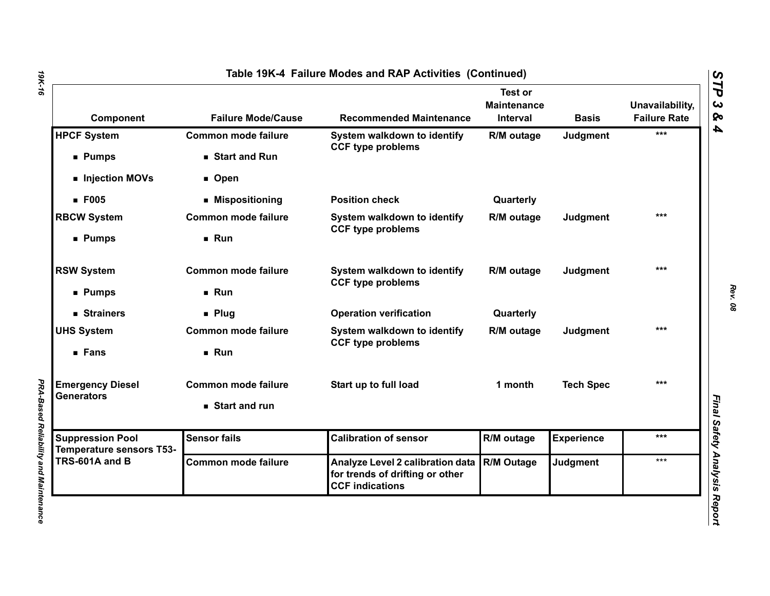## Table 19K-4 Failure Modes and RAP Activities (Continued)

| Component | Failure Mode/Cause | Recommended Maintenance | Test or Maintenance Interval | Basis | Unavailability, Failure Rate |
|---|---|---|---|---|---|
| **HPCF System** | Common mode failure | System walkdown to identify CCF type problems | R/M outage | Judgment | *** |
| ▪ Pumps | ▪ Start and Run | | | | |
| ▪ Injection MOVs | ▪ Open | | | | |
| ▪ F005 | ▪ Mispositioning | Position check | Quarterly | | |
| **RBCW System** | Common mode failure | System walkdown to identify CCF type problems | R/M outage | Judgment | *** |
| ▪ Pumps | ▪ Run | | | | |
| **RSW System** | Common mode failure | System walkdown to identify CCF type problems | R/M outage | Judgment | *** |
| ▪ Pumps | ▪ Run | | | | |
| ▪ Strainers | ▪ Plug | Operation verification | Quarterly | | |
| **UHS System** | Common mode failure | System walkdown to identify CCF type problems | R/M outage | Judgment | *** |
| ▪ Fans | ▪ Run | | | | |
| **Emergency Diesel Generators** | Common mode failure | Start up to full load | 1 month | Tech Spec | *** |
| | ▪ Start and run | | | | |
| **Suppression Pool Temperature sensors T53-TRS-601A and B** | Sensor fails | Calibration of sensor | R/M outage | Experience | *** |
| | Common mode failure | Analyze Level 2 calibration data for trends of drifting or other CCF indications | R/M Outage | Judgment | *** |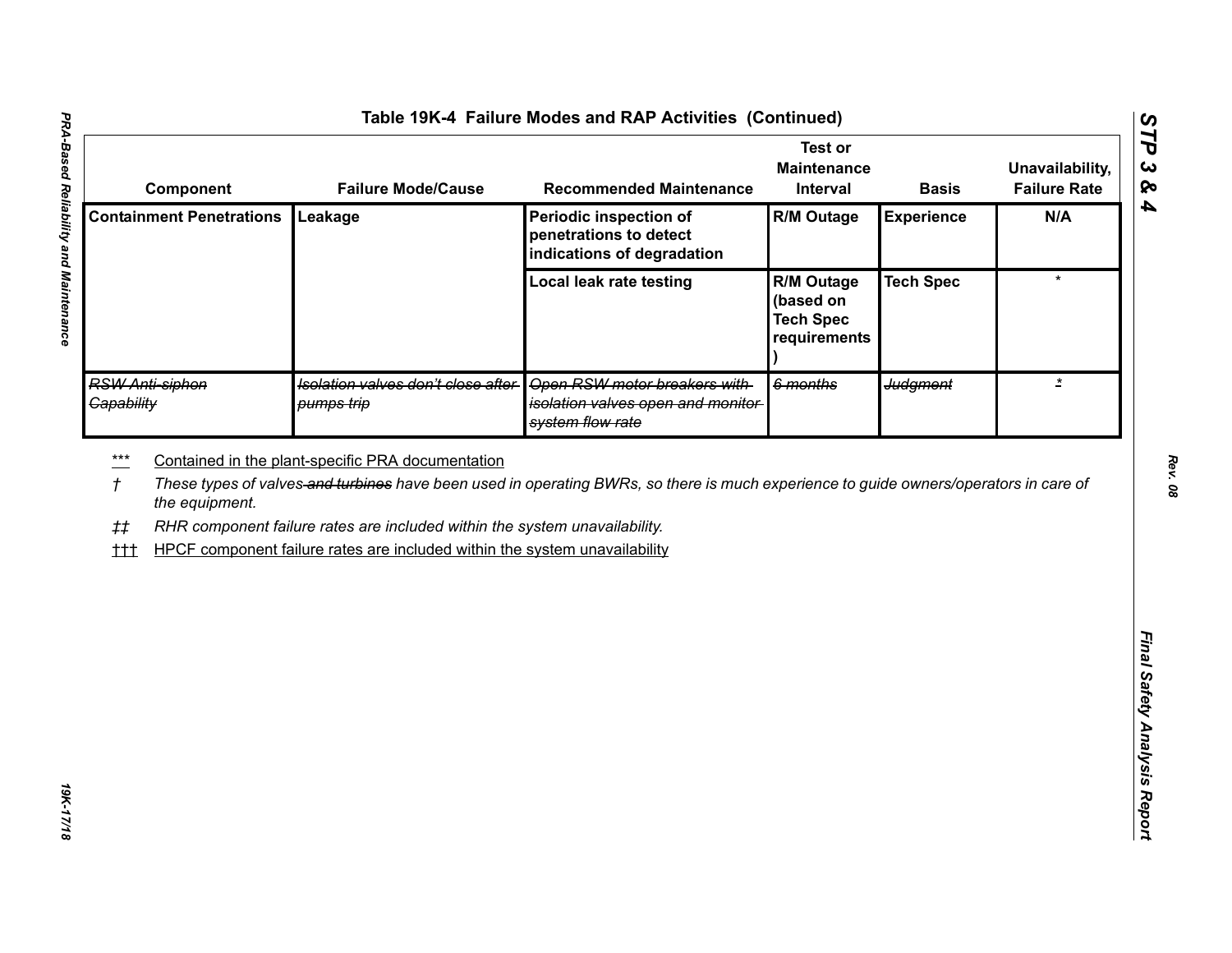## Table 19K-4 Failure Modes and RAP Activities (Continued)

| Component | Failure Mode/Cause | Recommended Maintenance | Test or Maintenance Interval | Basis | Unavailability, Failure Rate |
|---|---|---|---|---|---|
| **Containment Penetrations** | **Leakage** | **Periodic inspection of penetrations to detect indications of degradation** | **R/M Outage** | **Experience** | **N/A** |
| | | **Local leak rate testing** | **R/M Outage (based on Tech Spec requirements)** | **Tech Spec** | * |
| ~~RSW Anti-siphon Capability~~ | ~~Isolation valves don't close after pumps trip~~ | ~~Open RSW motor breakers with isolation valves open and monitor system flow rate~~ | ~~6 months~~ | ~~Judgment~~ | ~~*~~ |

*** Contained in the plant-specific PRA documentation

† *These types of valves ~~and turbines~~ have been used in operating BWRs, so there is much experience to guide owners/operators in care of the equipment.*

‡‡ *RHR component failure rates are included within the system unavailability.*

††† HPCF component failure rates are included within the system unavailability